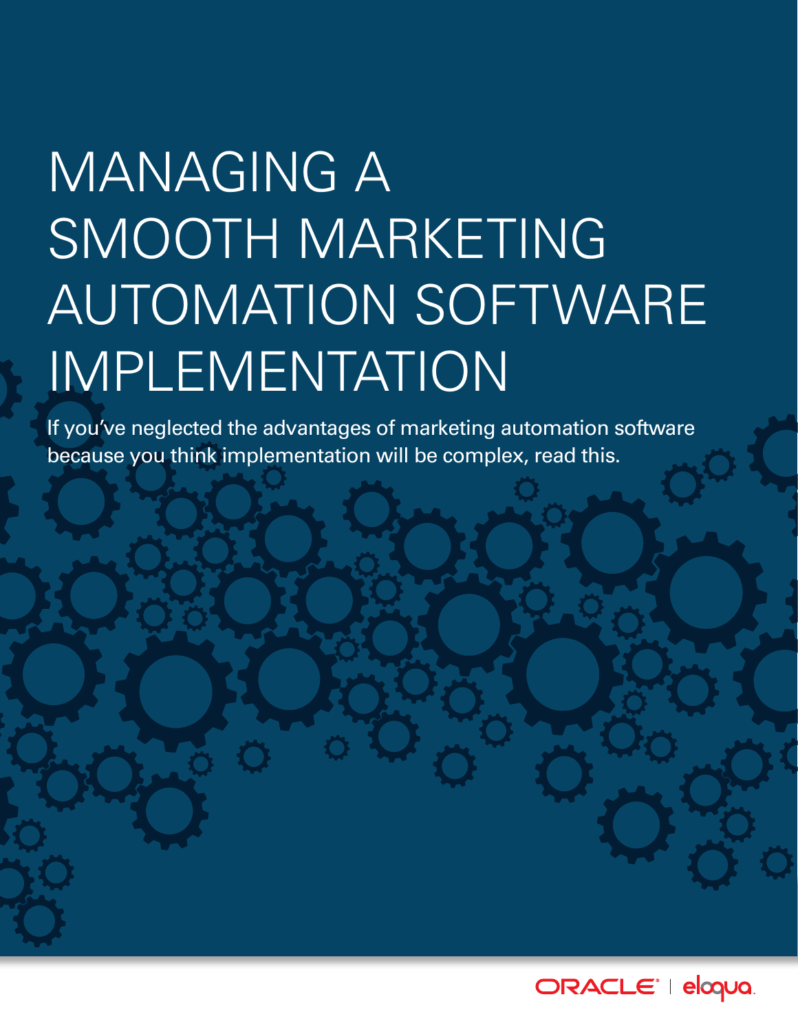# MANAGING A SMOOTH MARKETING AUTOMATION SOFTWARE IMPLEMENTATION

If you've neglected the advantages of marketing automation software because you think implementation will be complex, read this.

ORACLE | eloqua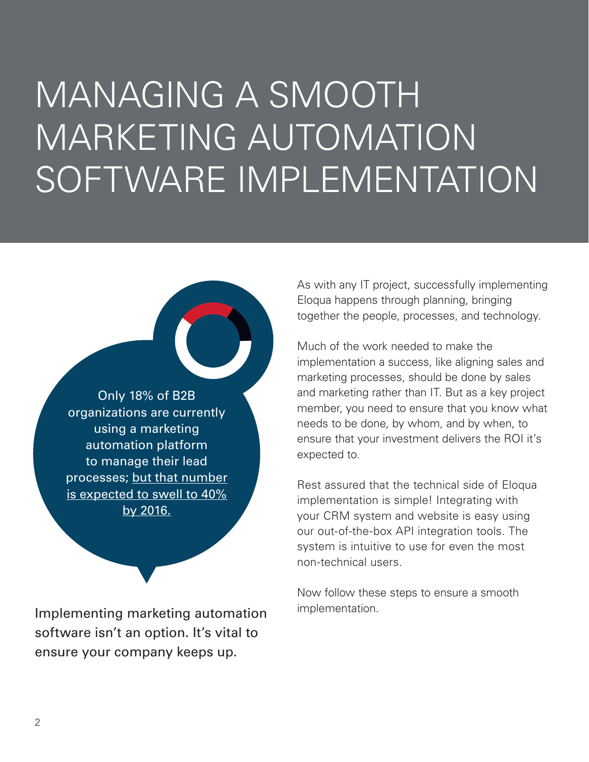# MANAGING A SMOOTH MARKETING AUTOMATION SOFTWARE IMPLEMENTATION

Only 18% of B2B organizations are currently using a marketing automation platform to manage their lead processes; but that number is expected to swell to 40% by 2016.

Implementing marketing automation software isn't an option. It's vital to ensure your company keeps up.

As with any IT project, successfully implementing Eloqua happens through planning, bringing together the people, processes, and technology.

Much of the work needed to make the implementation a success, like aligning sales and marketing processes, should be done by sales and marketing rather than IT. But as a key project member, you need to ensure that you know what needs to be done, by whom, and by when, to ensure that your investment delivers the ROI it's expected to.

Rest assured that the technical side of Eloqua implementation is simple! Integrating with your CRM system and website is easy using our out-of-the-box API integration tools. The system is intuitive to use for even the most non-technical users.

Now follow these steps to ensure a smooth implementation.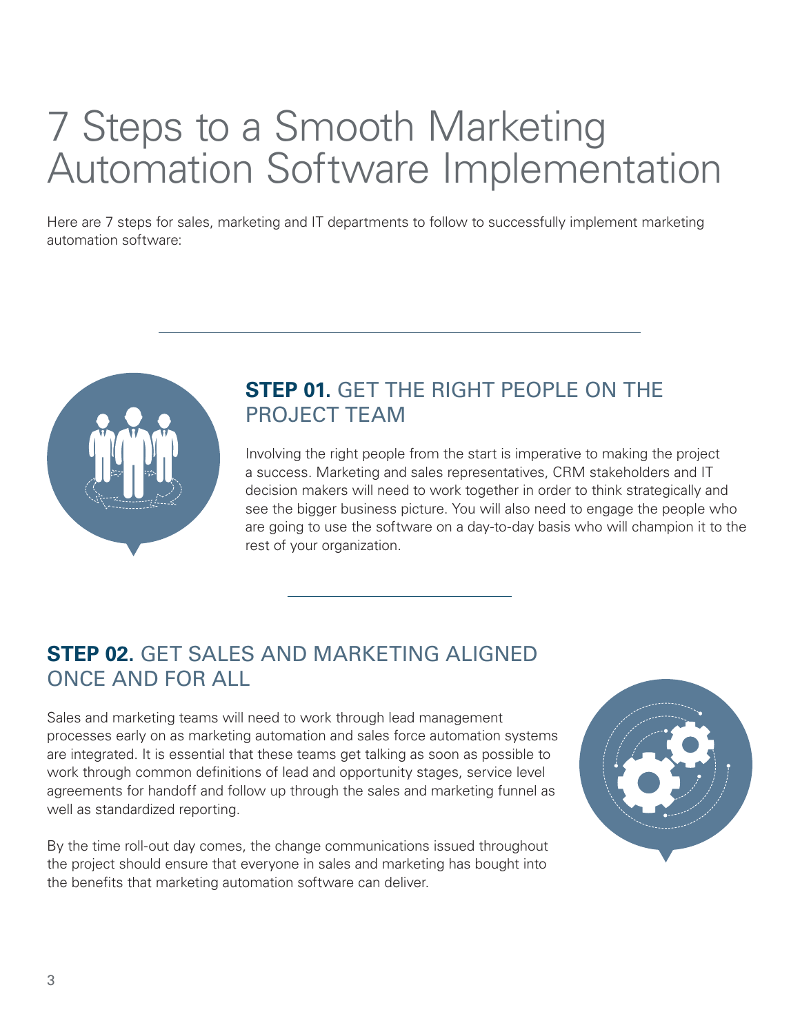# 7 Steps to a Smooth Marketing Automation Software Implementation

Here are 7 steps for sales, marketing and IT departments to follow to successfully implement marketing automation software:

## **STEP 01.** GET THE RIGHT PEOPLE ON THE PROJECT TEAM

Involving the right people from the start is imperative to making the project a success. Marketing and sales representatives, CRM stakeholders and IT decision makers will need to work together in order to think strategically and see the bigger business picture. You will also need to engage the people who are going to use the software on a day-to-day basis who will champion it to the rest of your organization.

## **STEP 02.** GET SALES AND MARKETING ALIGNED ONCE AND FOR ALL

Sales and marketing teams will need to work through lead management processes early on as marketing automation and sales force automation systems are integrated. It is essential that these teams get talking as soon as possible to work through common definitions of lead and opportunity stages, service level agreements for handoff and follow up through the sales and marketing funnel as well as standardized reporting.

By the time roll-out day comes, the change communications issued throughout the project should ensure that everyone in sales and marketing has bought into the benefits that marketing automation software can deliver.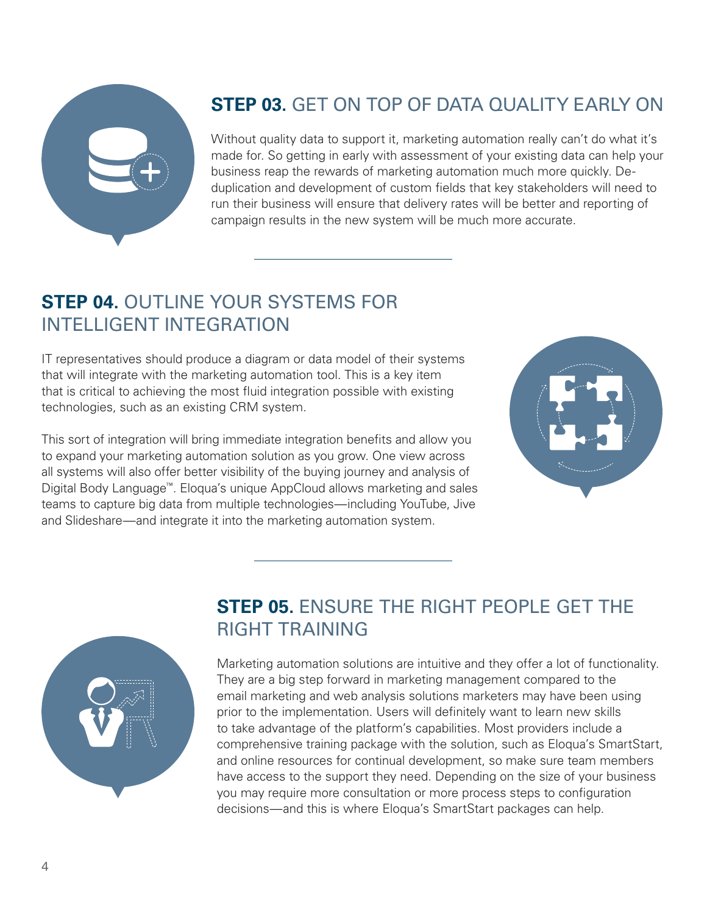## **STEP 03.** GET ON TOP OF DATA QUALITY EARLY ON

Without quality data to support it, marketing automation really can't do what it's made for. So getting in early with assessment of your existing data can help your business reap the rewards of marketing automation much more quickly. De-duplication and development of custom fields that key stakeholders will need to run their business will ensure that delivery rates will be better and reporting of campaign results in the new system will be much more accurate.

## **STEP 04.** OUTLINE YOUR SYSTEMS FOR INTELLIGENT INTEGRATION

IT representatives should produce a diagram or data model of their systems that will integrate with the marketing automation tool. This is a key item that is critical to achieving the most fluid integration possible with existing technologies, such as an existing CRM system.

This sort of integration will bring immediate integration benefits and allow you to expand your marketing automation solution as you grow. One view across all systems will also offer better visibility of the buying journey and analysis of Digital Body Language™. Eloqua's unique AppCloud allows marketing and sales teams to capture big data from multiple technologies—including YouTube, Jive and Slideshare—and integrate it into the marketing automation system.

## **STEP 05.** ENSURE THE RIGHT PEOPLE GET THE RIGHT TRAINING

Marketing automation solutions are intuitive and they offer a lot of functionality. They are a big step forward in marketing management compared to the email marketing and web analysis solutions marketers may have been using prior to the implementation. Users will definitely want to learn new skills to take advantage of the platform's capabilities. Most providers include a comprehensive training package with the solution, such as Eloqua's SmartStart, and online resources for continual development, so make sure team members have access to the support they need. Depending on the size of your business you may require more consultation or more process steps to configuration decisions—and this is where Eloqua's SmartStart packages can help.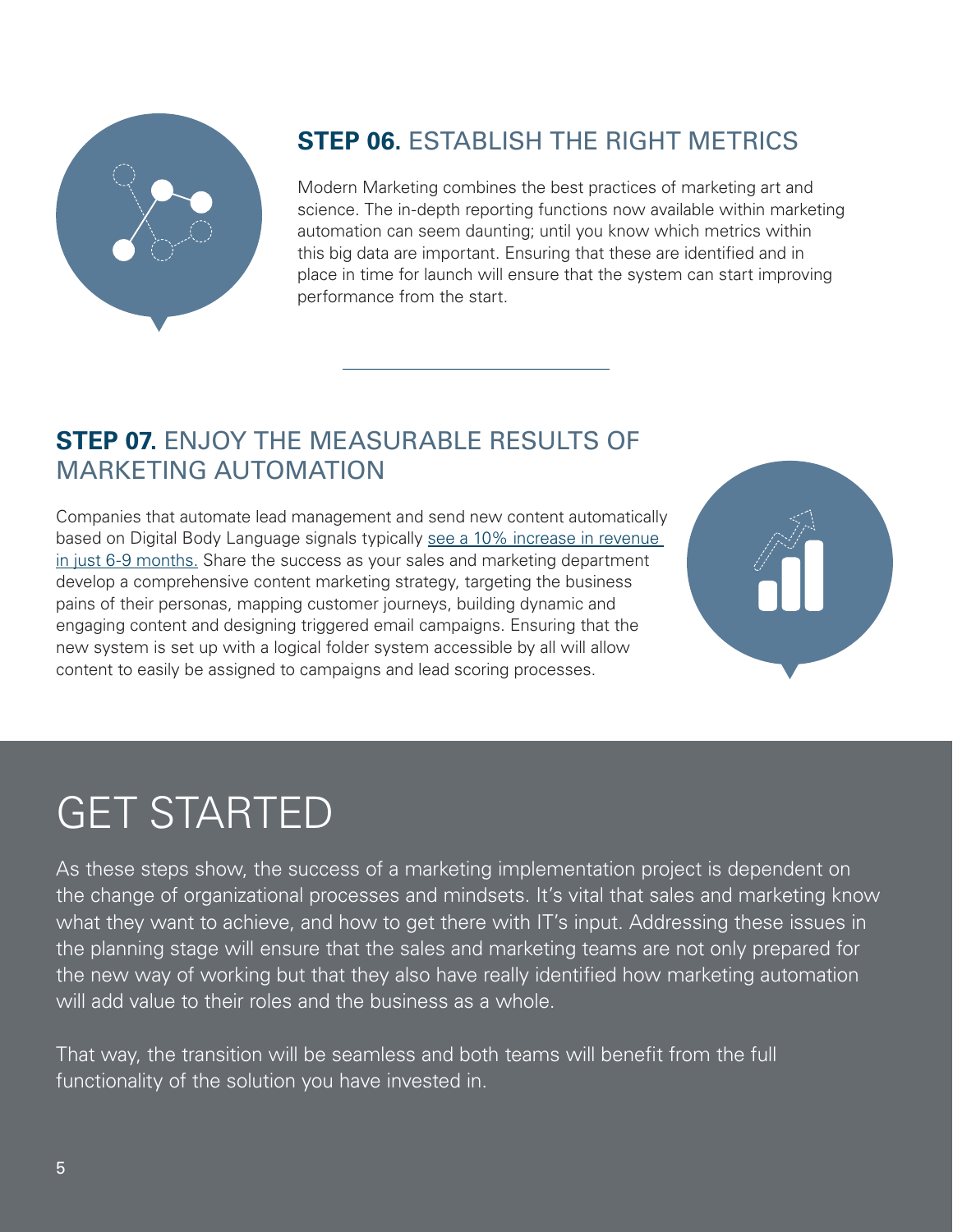## **STEP 06.** ESTABLISH THE RIGHT METRICS

Modern Marketing combines the best practices of marketing art and science. The in-depth reporting functions now available within marketing automation can seem daunting; until you know which metrics within this big data are important. Ensuring that these are identified and in place in time for launch will ensure that the system can start improving performance from the start.

---

## **STEP 07.** ENJOY THE MEASURABLE RESULTS OF MARKETING AUTOMATION

Companies that automate lead management and send new content automatically based on Digital Body Language signals typically see a 10% increase in revenue in just 6-9 months. Share the success as your sales and marketing department develop a comprehensive content marketing strategy, targeting the business pains of their personas, mapping customer journeys, building dynamic and engaging content and designing triggered email campaigns. Ensuring that the new system is set up with a logical folder system accessible by all will allow content to easily be assigned to campaigns and lead scoring processes.

# GET STARTED

As these steps show, the success of a marketing implementation project is dependent on the change of organizational processes and mindsets. It's vital that sales and marketing know what they want to achieve, and how to get there with IT's input. Addressing these issues in the planning stage will ensure that the sales and marketing teams are not only prepared for the new way of working but that they also have really identified how marketing automation will add value to their roles and the business as a whole.

That way, the transition will be seamless and both teams will benefit from the full functionality of the solution you have invested in.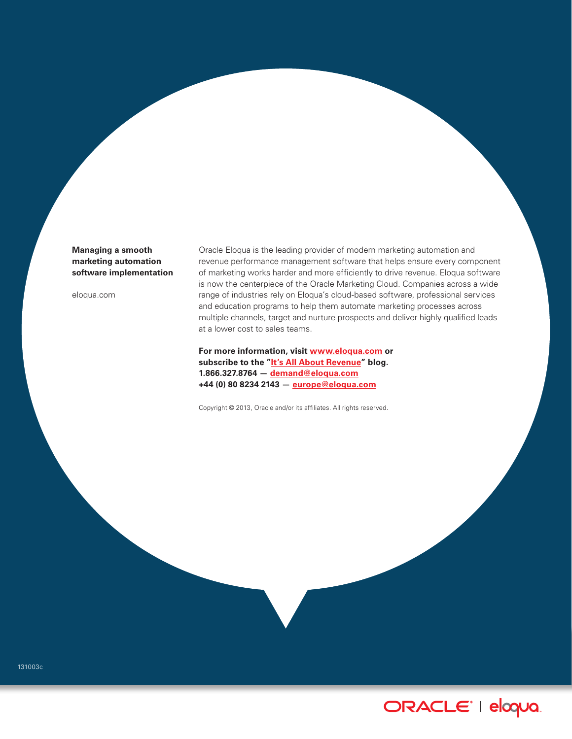**Managing a smooth marketing automation software implementation**

eloqua.com

Oracle Eloqua is the leading provider of modern marketing automation and revenue performance management software that helps ensure every component of marketing works harder and more efficiently to drive revenue. Eloqua software is now the centerpiece of the Oracle Marketing Cloud. Companies across a wide range of industries rely on Eloqua's cloud-based software, professional services and education programs to help them automate marketing processes across multiple channels, target and nurture prospects and deliver highly qualified leads at a lower cost to sales teams.

**For more information, visit [www.eloqua.com](http://www.eloqua.com) or subscribe to the "It's All About Revenue" blog.**
**1.866.327.8764 — demand@eloqua.com**
**+44 (0) 80 8234 2143 — europe@eloqua.com**

Copyright © 2013, Oracle and/or its affiliates. All rights reserved.

131003c